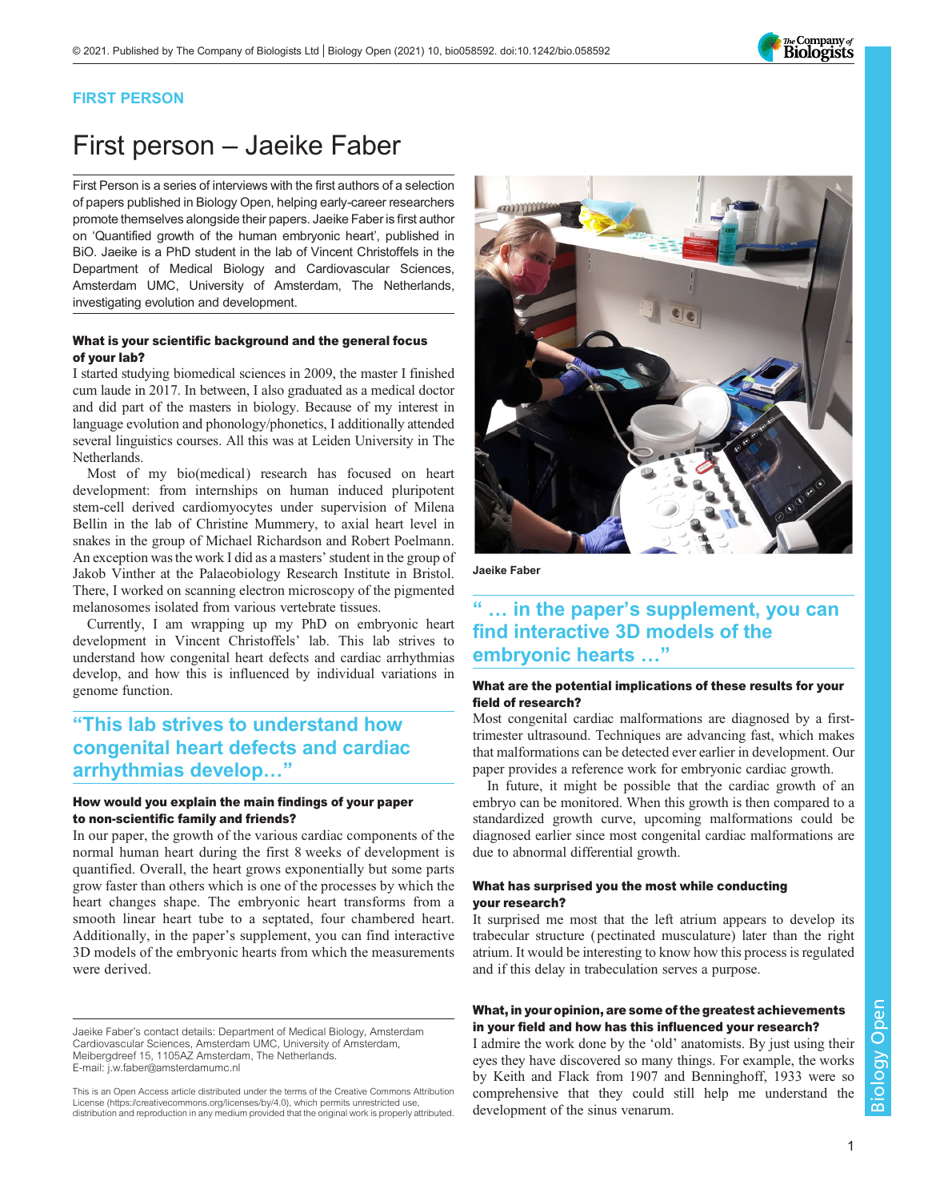FIRST PERSON

# First person – Jaeike Faber

First Person is a series of interviews with the first authors of a selection of papers published in Biology Open, helping early-career researchers promote themselves alongside their papers. Jaeike Faber is first author on 'Quantified growth of the human embryonic heart', published in BiO. Jaeike is a PhD student in the lab of Vincent Christoffels in the Department of Medical Biology and Cardiovascular Sciences, Amsterdam UMC, University of Amsterdam, The Netherlands, investigating evolution and development.

### What is your scientific background and the general focus of your lab?

I started studying biomedical sciences in 2009, the master I finished cum laude in 2017. In between, I also graduated as a medical doctor and did part of the masters in biology. Because of my interest in language evolution and phonology/phonetics, I additionally attended several linguistics courses. All this was at Leiden University in The Netherlands.

Most of my bio(medical) research has focused on heart development: from internships on human induced pluripotent stem-cell derived cardiomyocytes under supervision of Milena Bellin in the lab of Christine Mummery, to axial heart level in snakes in the group of Michael Richardson and Robert Poelmann. An exception was the work I did as a masters' student in the group of Jakob Vinther at the Palaeobiology Research Institute in Bristol. There, I worked on scanning electron microscopy of the pigmented melanosomes isolated from various vertebrate tissues.

Currently, I am wrapping up my PhD on embryonic heart development in Vincent Christoffels' lab. This lab strives to understand how congenital heart defects and cardiac arrhythmias develop, and how this is influenced by individual variations in genome function.

> "This lab strives to understand how congenital heart defects and cardiac arrhythmias develop…"

### How would you explain the main findings of your paper to non-scientific family and friends?

In our paper, the growth of the various cardiac components of the normal human heart during the first 8 weeks of development is quantified. Overall, the heart grows exponentially but some parts grow faster than others which is one of the processes by which the heart changes shape. The embryonic heart transforms from a smooth linear heart tube to a septated, four chambered heart. Additionally, in the paper's supplement, you can find interactive 3D models of the embryonic hearts from which the measurements were derived.

Jaeike Faber's contact details: Department of Medical Biology, Amsterdam Cardiovascular Sciences, Amsterdam UMC, University of Amsterdam, Meibergdreef 15, 1105AZ Amsterdam, The Netherlands.
E-mail: j.w.faber@amsterdamumc.nl

This is an Open Access article distributed under the terms of the Creative Commons Attribution License (https://creativecommons.org/licenses/by/4.0), which permits unrestricted use, distribution and reproduction in any medium provided that the original work is properly attributed.

Jaeike Faber

> "… in the paper's supplement, you can find interactive 3D models of the embryonic hearts …"

### What are the potential implications of these results for your field of research?

Most congenital cardiac malformations are diagnosed by a first-trimester ultrasound. Techniques are advancing fast, which makes that malformations can be detected ever earlier in development. Our paper provides a reference work for embryonic cardiac growth.

In future, it might be possible that the cardiac growth of an embryo can be monitored. When this growth is then compared to a standardized growth curve, upcoming malformations could be diagnosed earlier since most congenital cardiac malformations are due to abnormal differential growth.

### What has surprised you the most while conducting your research?

It surprised me most that the left atrium appears to develop its trabecular structure (pectinated musculature) later than the right atrium. It would be interesting to know how this process is regulated and if this delay in trabeculation serves a purpose.

### What, in your opinion, are some of the greatest achievements in your field and how has this influenced your research?

I admire the work done by the 'old' anatomists. By just using their eyes they have discovered so many things. For example, the works by Keith and Flack from 1907 and Benninghoff, 1933 were so comprehensive that they could still help me understand the development of the sinus venarum.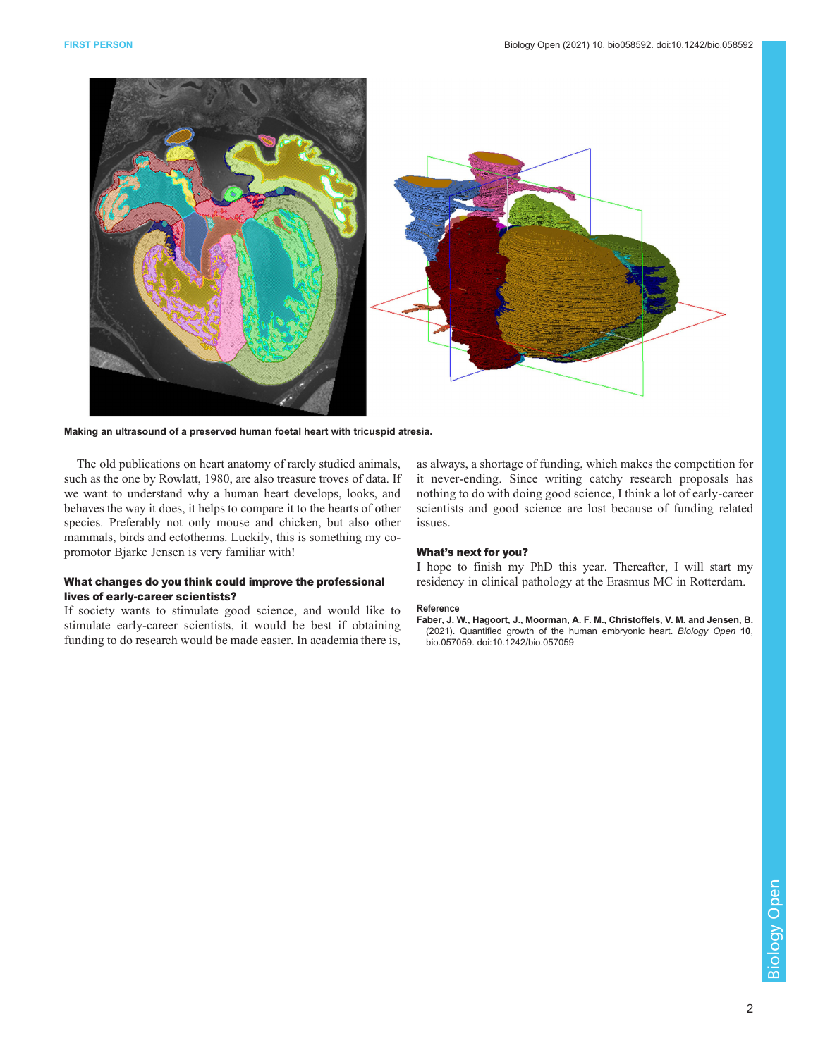Making an ultrasound of a preserved human foetal heart with tricuspid atresia.

The old publications on heart anatomy of rarely studied animals, such as the one by Rowlatt, 1980, are also treasure troves of data. If we want to understand why a human heart develops, looks, and behaves the way it does, it helps to compare it to the hearts of other species. Preferably not only mouse and chicken, but also other mammals, birds and ectotherms. Luckily, this is something my co-promotor Bjarke Jensen is very familiar with!

### What changes do you think could improve the professional lives of early-career scientists?

If society wants to stimulate good science, and would like to stimulate early-career scientists, it would be best if obtaining funding to do research would be made easier. In academia there is, as always, a shortage of funding, which makes the competition for it never-ending. Since writing catchy research proposals has nothing to do with doing good science, I think a lot of early-career scientists and good science are lost because of funding related issues.

### What's next for you?

I hope to finish my PhD this year. Thereafter, I will start my residency in clinical pathology at the Erasmus MC in Rotterdam.

#### Reference

**Faber, J. W., Hagoort, J., Moorman, A. F. M., Christoffels, V. M. and Jensen, B.** (2021). Quantified growth of the human embryonic heart. *Biology Open* **10**, bio.057059. doi:10.1242/bio.057059